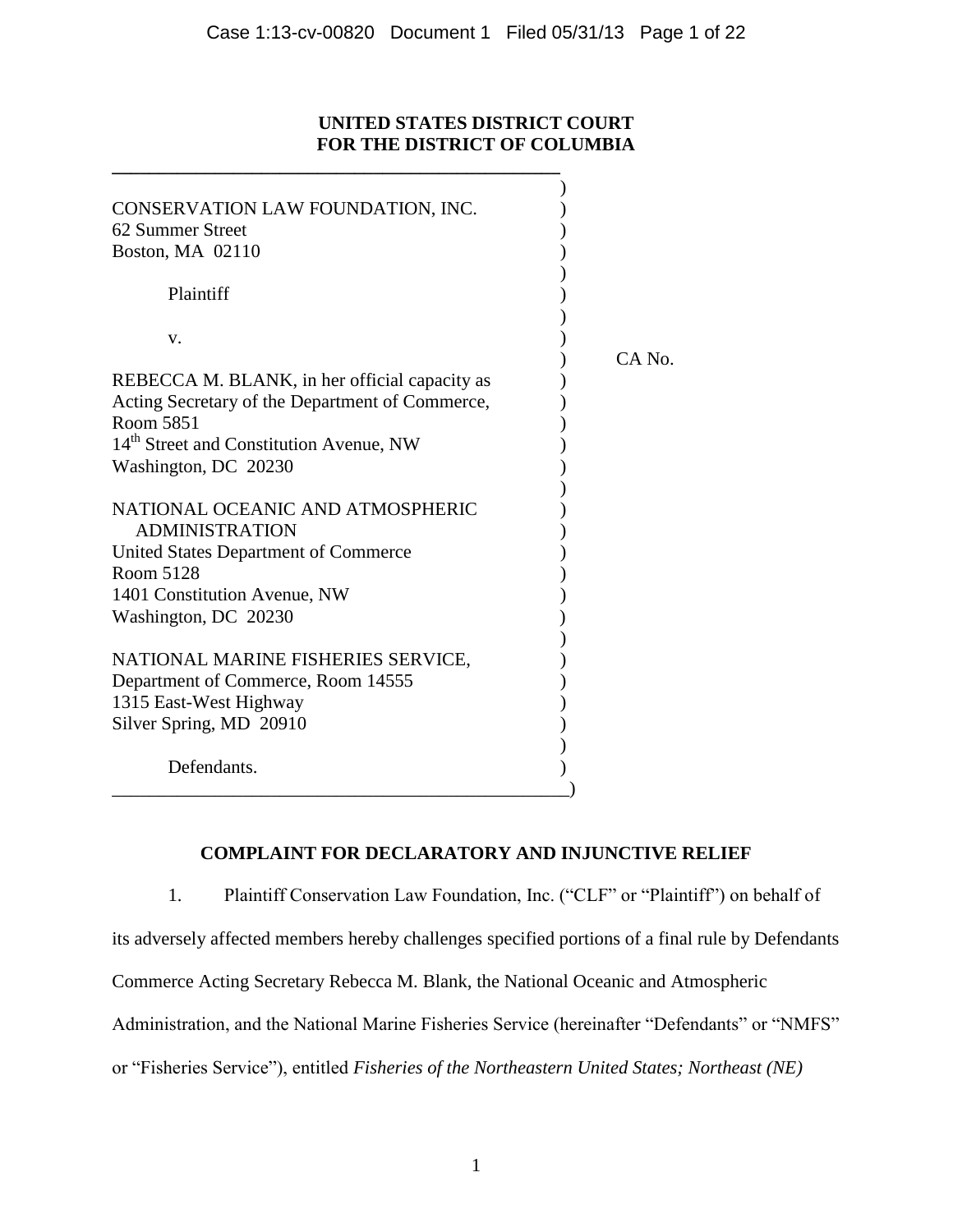**UNITED STATES DISTRICT COURT**
**FOR THE DISTRICT OF COLUMBIA**

CONSERVATION LAW FOUNDATION, INC.
62 Summer Street
Boston, MA 02110

Plaintiff

v.

REBECCA M. BLANK, in her official capacity as Acting Secretary of the Department of Commerce,
Room 5851
14th Street and Constitution Avenue, NW
Washington, DC 20230

NATIONAL OCEANIC AND ATMOSPHERIC ADMINISTRATION
United States Department of Commerce
Room 5128
1401 Constitution Avenue, NW
Washington, DC 20230

NATIONAL MARINE FISHERIES SERVICE,
Department of Commerce, Room 14555
1315 East-West Highway
Silver Spring, MD 20910

Defendants.

CA No.

**COMPLAINT FOR DECLARATORY AND INJUNCTIVE RELIEF**

1. Plaintiff Conservation Law Foundation, Inc. ("CLF" or "Plaintiff") on behalf of its adversely affected members hereby challenges specified portions of a final rule by Defendants Commerce Acting Secretary Rebecca M. Blank, the National Oceanic and Atmospheric Administration, and the National Marine Fisheries Service (hereinafter "Defendants" or "NMFS" or "Fisheries Service"), entitled *Fisheries of the Northeastern United States; Northeast (NE)*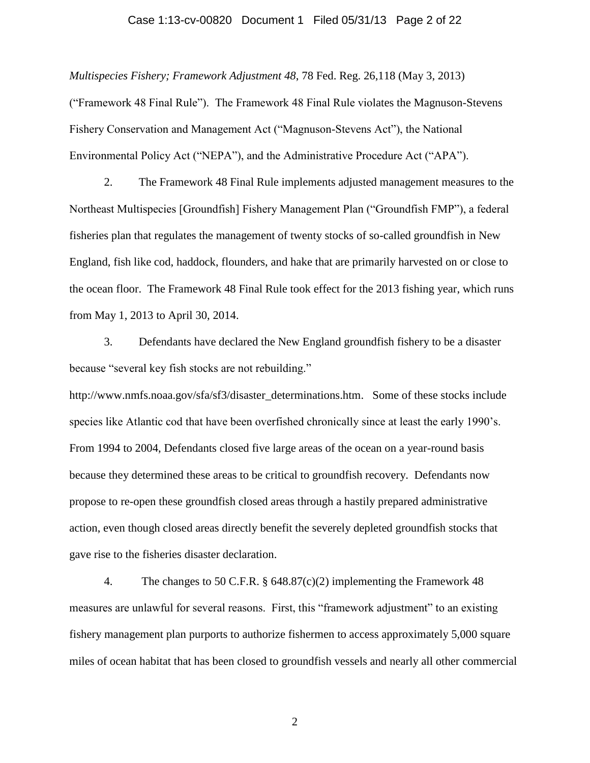*Multispecies Fishery; Framework Adjustment 48*, 78 Fed. Reg. 26,118 (May 3, 2013) ("Framework 48 Final Rule"). The Framework 48 Final Rule violates the Magnuson-Stevens Fishery Conservation and Management Act ("Magnuson-Stevens Act"), the National Environmental Policy Act ("NEPA"), and the Administrative Procedure Act ("APA").

2. The Framework 48 Final Rule implements adjusted management measures to the Northeast Multispecies [Groundfish] Fishery Management Plan ("Groundfish FMP"), a federal fisheries plan that regulates the management of twenty stocks of so-called groundfish in New England, fish like cod, haddock, flounders, and hake that are primarily harvested on or close to the ocean floor. The Framework 48 Final Rule took effect for the 2013 fishing year, which runs from May 1, 2013 to April 30, 2014.

3. Defendants have declared the New England groundfish fishery to be a disaster because "several key fish stocks are not rebuilding." http://www.nmfs.noaa.gov/sfa/sf3/disaster_determinations.htm. Some of these stocks include species like Atlantic cod that have been overfished chronically since at least the early 1990's. From 1994 to 2004, Defendants closed five large areas of the ocean on a year-round basis because they determined these areas to be critical to groundfish recovery. Defendants now propose to re-open these groundfish closed areas through a hastily prepared administrative action, even though closed areas directly benefit the severely depleted groundfish stocks that gave rise to the fisheries disaster declaration.

4. The changes to 50 C.F.R. § 648.87(c)(2) implementing the Framework 48 measures are unlawful for several reasons. First, this "framework adjustment" to an existing fishery management plan purports to authorize fishermen to access approximately 5,000 square miles of ocean habitat that has been closed to groundfish vessels and nearly all other commercial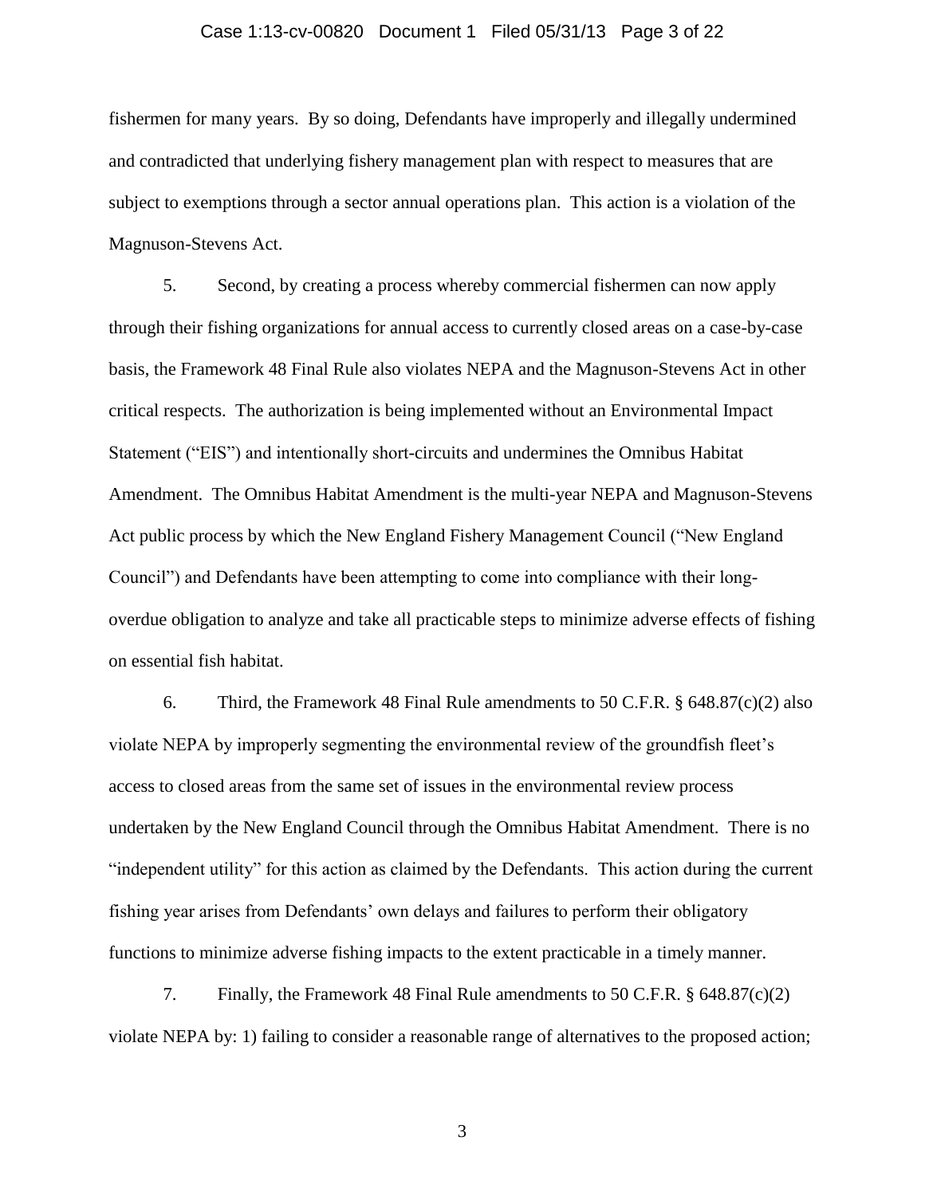fishermen for many years. By so doing, Defendants have improperly and illegally undermined and contradicted that underlying fishery management plan with respect to measures that are subject to exemptions through a sector annual operations plan. This action is a violation of the Magnuson-Stevens Act.

5. Second, by creating a process whereby commercial fishermen can now apply through their fishing organizations for annual access to currently closed areas on a case-by-case basis, the Framework 48 Final Rule also violates NEPA and the Magnuson-Stevens Act in other critical respects. The authorization is being implemented without an Environmental Impact Statement ("EIS") and intentionally short-circuits and undermines the Omnibus Habitat Amendment. The Omnibus Habitat Amendment is the multi-year NEPA and Magnuson-Stevens Act public process by which the New England Fishery Management Council ("New England Council") and Defendants have been attempting to come into compliance with their long-overdue obligation to analyze and take all practicable steps to minimize adverse effects of fishing on essential fish habitat.

6. Third, the Framework 48 Final Rule amendments to 50 C.F.R. § 648.87(c)(2) also violate NEPA by improperly segmenting the environmental review of the groundfish fleet's access to closed areas from the same set of issues in the environmental review process undertaken by the New England Council through the Omnibus Habitat Amendment. There is no "independent utility" for this action as claimed by the Defendants. This action during the current fishing year arises from Defendants' own delays and failures to perform their obligatory functions to minimize adverse fishing impacts to the extent practicable in a timely manner.

7. Finally, the Framework 48 Final Rule amendments to 50 C.F.R. § 648.87(c)(2) violate NEPA by: 1) failing to consider a reasonable range of alternatives to the proposed action;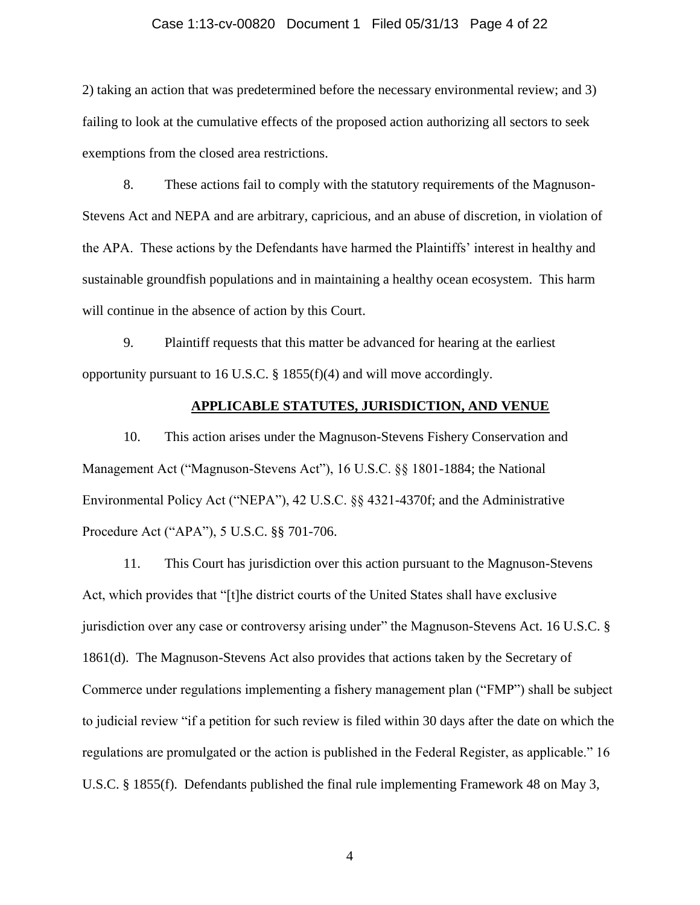2) taking an action that was predetermined before the necessary environmental review; and 3) failing to look at the cumulative effects of the proposed action authorizing all sectors to seek exemptions from the closed area restrictions.

8. These actions fail to comply with the statutory requirements of the Magnuson-Stevens Act and NEPA and are arbitrary, capricious, and an abuse of discretion, in violation of the APA. These actions by the Defendants have harmed the Plaintiffs' interest in healthy and sustainable groundfish populations and in maintaining a healthy ocean ecosystem. This harm will continue in the absence of action by this Court.

9. Plaintiff requests that this matter be advanced for hearing at the earliest opportunity pursuant to 16 U.S.C. § 1855(f)(4) and will move accordingly.

## APPLICABLE STATUTES, JURISDICTION, AND VENUE

10. This action arises under the Magnuson-Stevens Fishery Conservation and Management Act ("Magnuson-Stevens Act"), 16 U.S.C. §§ 1801-1884; the National Environmental Policy Act ("NEPA"), 42 U.S.C. §§ 4321-4370f; and the Administrative Procedure Act ("APA"), 5 U.S.C. §§ 701-706.

11. This Court has jurisdiction over this action pursuant to the Magnuson-Stevens Act, which provides that "[t]he district courts of the United States shall have exclusive jurisdiction over any case or controversy arising under" the Magnuson-Stevens Act. 16 U.S.C. § 1861(d). The Magnuson-Stevens Act also provides that actions taken by the Secretary of Commerce under regulations implementing a fishery management plan ("FMP") shall be subject to judicial review "if a petition for such review is filed within 30 days after the date on which the regulations are promulgated or the action is published in the Federal Register, as applicable." 16 U.S.C. § 1855(f). Defendants published the final rule implementing Framework 48 on May 3,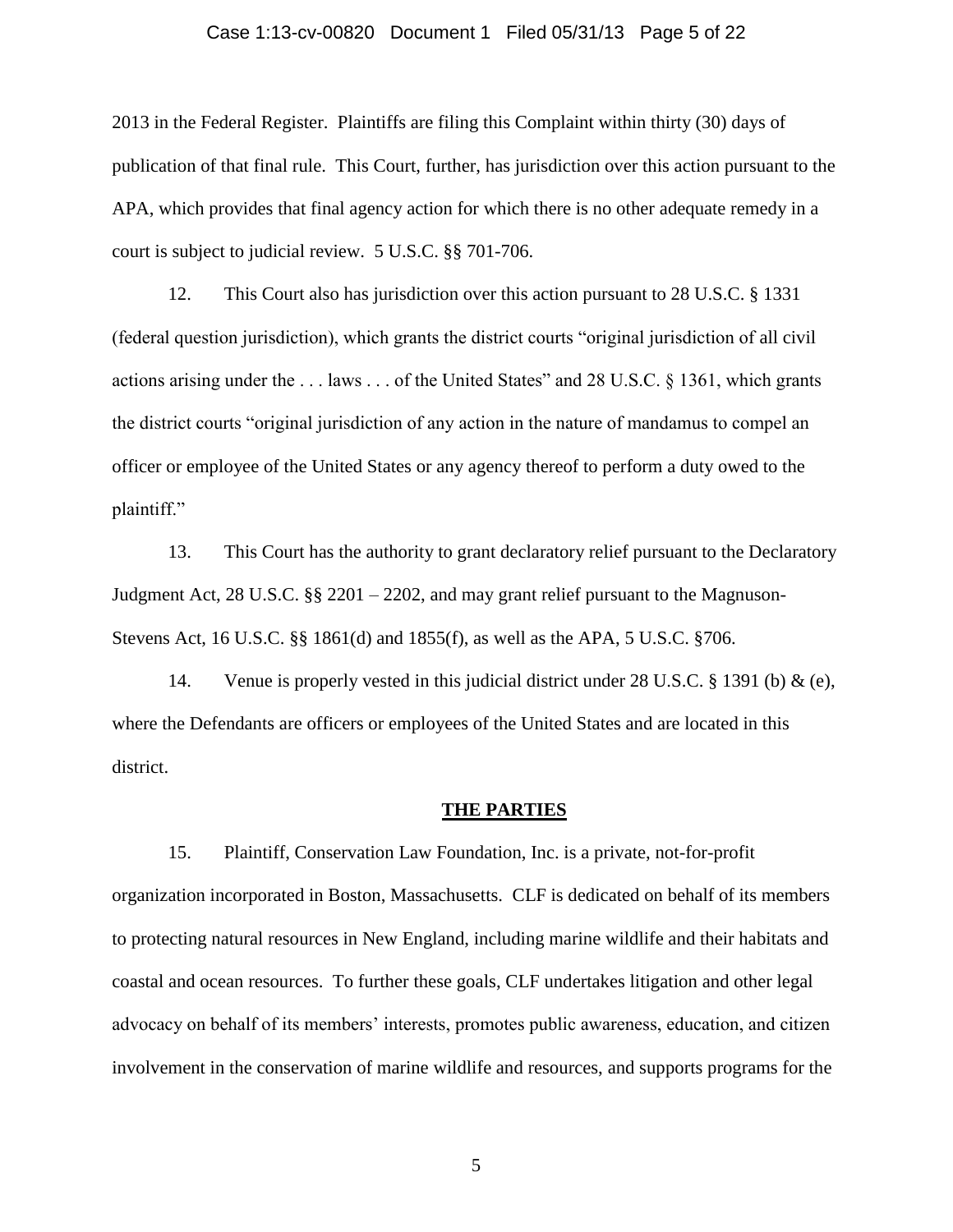2013 in the Federal Register. Plaintiffs are filing this Complaint within thirty (30) days of publication of that final rule. This Court, further, has jurisdiction over this action pursuant to the APA, which provides that final agency action for which there is no other adequate remedy in a court is subject to judicial review. 5 U.S.C. §§ 701-706.

12. This Court also has jurisdiction over this action pursuant to 28 U.S.C. § 1331 (federal question jurisdiction), which grants the district courts "original jurisdiction of all civil actions arising under the . . . laws . . . of the United States" and 28 U.S.C. § 1361, which grants the district courts "original jurisdiction of any action in the nature of mandamus to compel an officer or employee of the United States or any agency thereof to perform a duty owed to the plaintiff."

13. This Court has the authority to grant declaratory relief pursuant to the Declaratory Judgment Act, 28 U.S.C. §§ 2201 – 2202, and may grant relief pursuant to the Magnuson-Stevens Act, 16 U.S.C. §§ 1861(d) and 1855(f), as well as the APA, 5 U.S.C. §706.

14. Venue is properly vested in this judicial district under 28 U.S.C. § 1391 (b) & (e), where the Defendants are officers or employees of the United States and are located in this district.

## THE PARTIES

15. Plaintiff, Conservation Law Foundation, Inc. is a private, not-for-profit organization incorporated in Boston, Massachusetts. CLF is dedicated on behalf of its members to protecting natural resources in New England, including marine wildlife and their habitats and coastal and ocean resources. To further these goals, CLF undertakes litigation and other legal advocacy on behalf of its members' interests, promotes public awareness, education, and citizen involvement in the conservation of marine wildlife and resources, and supports programs for the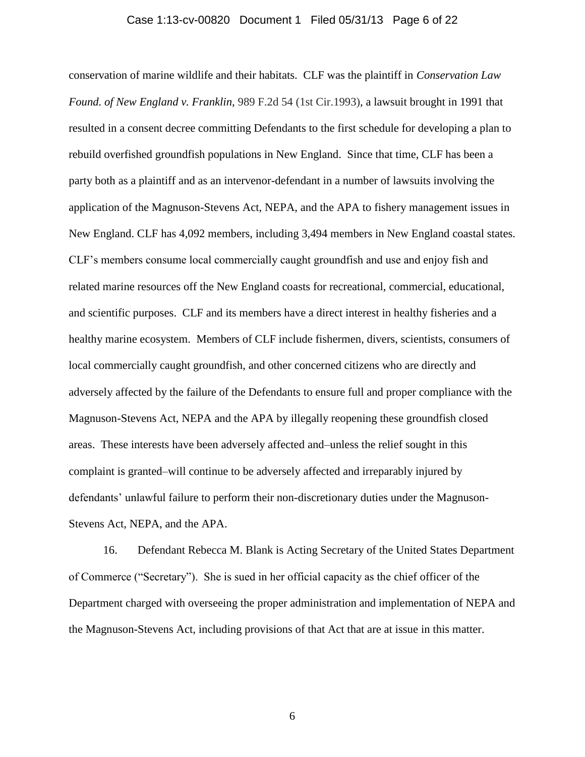conservation of marine wildlife and their habitats. CLF was the plaintiff in *Conservation Law Found. of New England v. Franklin*, 989 F.2d 54 (1st Cir.1993), a lawsuit brought in 1991 that resulted in a consent decree committing Defendants to the first schedule for developing a plan to rebuild overfished groundfish populations in New England. Since that time, CLF has been a party both as a plaintiff and as an intervenor-defendant in a number of lawsuits involving the application of the Magnuson-Stevens Act, NEPA, and the APA to fishery management issues in New England. CLF has 4,092 members, including 3,494 members in New England coastal states. CLF's members consume local commercially caught groundfish and use and enjoy fish and related marine resources off the New England coasts for recreational, commercial, educational, and scientific purposes. CLF and its members have a direct interest in healthy fisheries and a healthy marine ecosystem. Members of CLF include fishermen, divers, scientists, consumers of local commercially caught groundfish, and other concerned citizens who are directly and adversely affected by the failure of the Defendants to ensure full and proper compliance with the Magnuson-Stevens Act, NEPA and the APA by illegally reopening these groundfish closed areas. These interests have been adversely affected and–unless the relief sought in this complaint is granted–will continue to be adversely affected and irreparably injured by defendants' unlawful failure to perform their non-discretionary duties under the Magnuson-Stevens Act, NEPA, and the APA.

16. Defendant Rebecca M. Blank is Acting Secretary of the United States Department of Commerce ("Secretary"). She is sued in her official capacity as the chief officer of the Department charged with overseeing the proper administration and implementation of NEPA and the Magnuson-Stevens Act, including provisions of that Act that are at issue in this matter.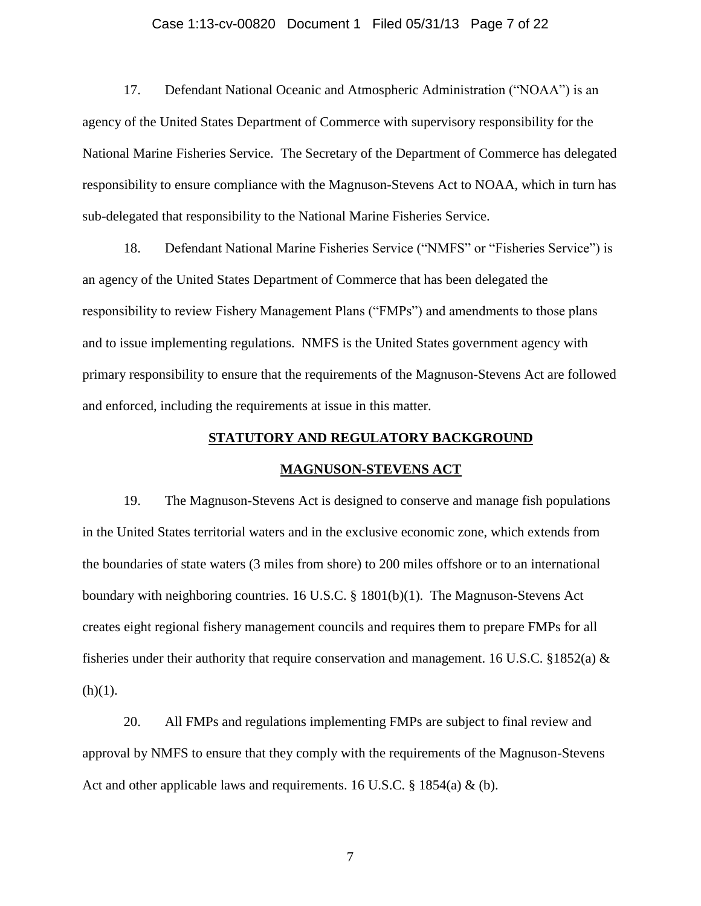17. Defendant National Oceanic and Atmospheric Administration ("NOAA") is an agency of the United States Department of Commerce with supervisory responsibility for the National Marine Fisheries Service. The Secretary of the Department of Commerce has delegated responsibility to ensure compliance with the Magnuson-Stevens Act to NOAA, which in turn has sub-delegated that responsibility to the National Marine Fisheries Service.

18. Defendant National Marine Fisheries Service ("NMFS" or "Fisheries Service") is an agency of the United States Department of Commerce that has been delegated the responsibility to review Fishery Management Plans ("FMPs") and amendments to those plans and to issue implementing regulations. NMFS is the United States government agency with primary responsibility to ensure that the requirements of the Magnuson-Stevens Act are followed and enforced, including the requirements at issue in this matter.

## STATUTORY AND REGULATORY BACKGROUND

### MAGNUSON-STEVENS ACT

19. The Magnuson-Stevens Act is designed to conserve and manage fish populations in the United States territorial waters and in the exclusive economic zone, which extends from the boundaries of state waters (3 miles from shore) to 200 miles offshore or to an international boundary with neighboring countries. 16 U.S.C. § 1801(b)(1). The Magnuson-Stevens Act creates eight regional fishery management councils and requires them to prepare FMPs for all fisheries under their authority that require conservation and management. 16 U.S.C. §1852(a) & (h)(1).

20. All FMPs and regulations implementing FMPs are subject to final review and approval by NMFS to ensure that they comply with the requirements of the Magnuson-Stevens Act and other applicable laws and requirements. 16 U.S.C. § 1854(a) & (b).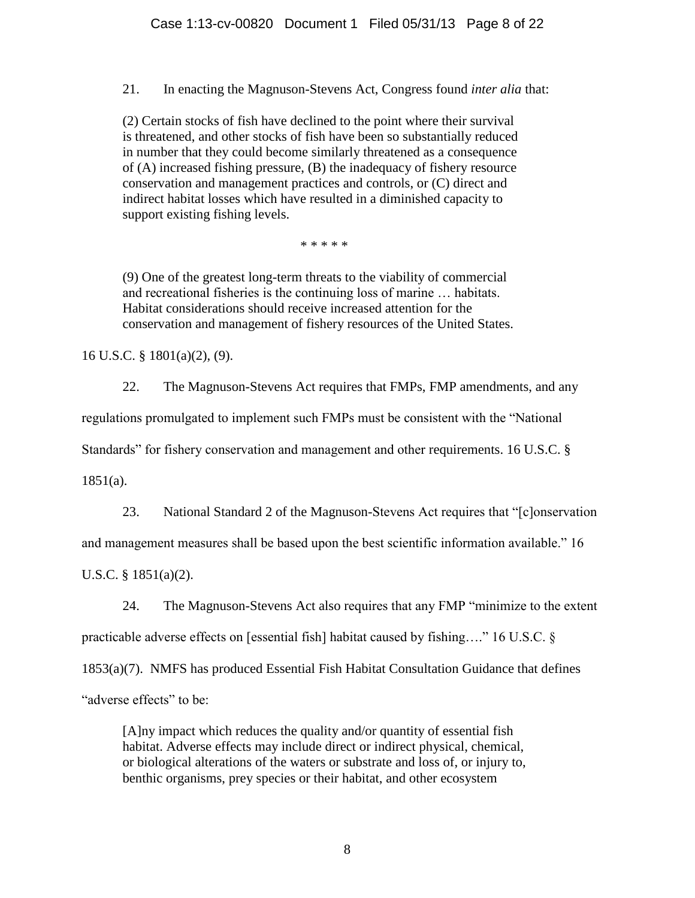21. In enacting the Magnuson-Stevens Act, Congress found *inter alia* that:

> (2) Certain stocks of fish have declined to the point where their survival is threatened, and other stocks of fish have been so substantially reduced in number that they could become similarly threatened as a consequence of (A) increased fishing pressure, (B) the inadequacy of fishery resource conservation and management practices and controls, or (C) direct and indirect habitat losses which have resulted in a diminished capacity to support existing fishing levels.
>
> * * * * *
>
> (9) One of the greatest long-term threats to the viability of commercial and recreational fisheries is the continuing loss of marine … habitats. Habitat considerations should receive increased attention for the conservation and management of fishery resources of the United States.

16 U.S.C. § 1801(a)(2), (9).

22. The Magnuson-Stevens Act requires that FMPs, FMP amendments, and any regulations promulgated to implement such FMPs must be consistent with the "National Standards" for fishery conservation and management and other requirements. 16 U.S.C. § 1851(a).

23. National Standard 2 of the Magnuson-Stevens Act requires that "[c]onservation and management measures shall be based upon the best scientific information available." 16 U.S.C. § 1851(a)(2).

24. The Magnuson-Stevens Act also requires that any FMP "minimize to the extent practicable adverse effects on [essential fish] habitat caused by fishing…." 16 U.S.C. § 1853(a)(7). NMFS has produced Essential Fish Habitat Consultation Guidance that defines "adverse effects" to be:

> [A]ny impact which reduces the quality and/or quantity of essential fish habitat. Adverse effects may include direct or indirect physical, chemical, or biological alterations of the waters or substrate and loss of, or injury to, benthic organisms, prey species or their habitat, and other ecosystem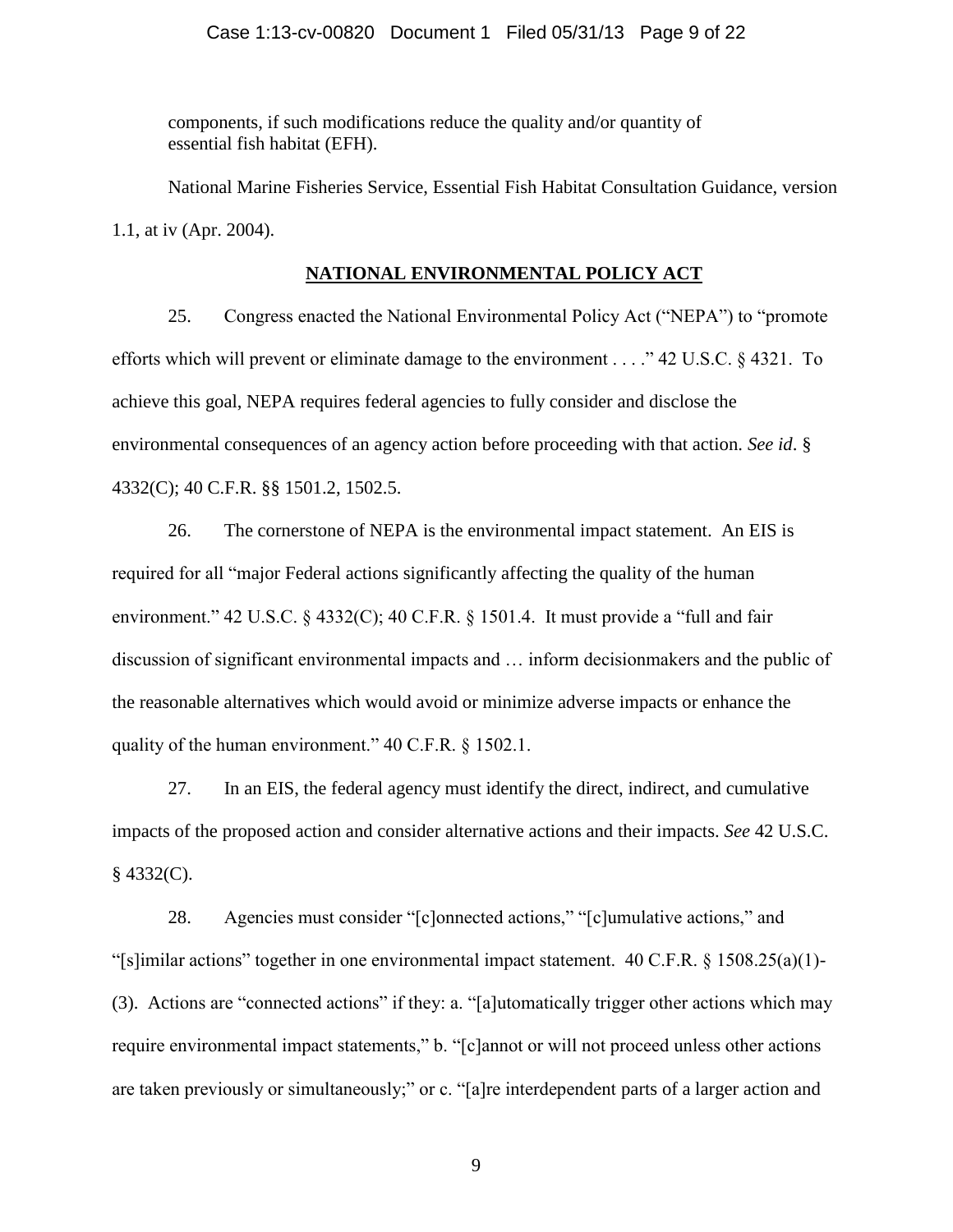components, if such modifications reduce the quality and/or quantity of essential fish habitat (EFH).

National Marine Fisheries Service, Essential Fish Habitat Consultation Guidance, version 1.1, at iv (Apr. 2004).

## **NATIONAL ENVIRONMENTAL POLICY ACT**

25. Congress enacted the National Environmental Policy Act ("NEPA") to "promote efforts which will prevent or eliminate damage to the environment . . . ." 42 U.S.C. § 4321. To achieve this goal, NEPA requires federal agencies to fully consider and disclose the environmental consequences of an agency action before proceeding with that action. *See id*. § 4332(C); 40 C.F.R. §§ 1501.2, 1502.5.

26. The cornerstone of NEPA is the environmental impact statement. An EIS is required for all "major Federal actions significantly affecting the quality of the human environment." 42 U.S.C. § 4332(C); 40 C.F.R. § 1501.4. It must provide a "full and fair discussion of significant environmental impacts and … inform decisionmakers and the public of the reasonable alternatives which would avoid or minimize adverse impacts or enhance the quality of the human environment." 40 C.F.R. § 1502.1.

27. In an EIS, the federal agency must identify the direct, indirect, and cumulative impacts of the proposed action and consider alternative actions and their impacts. *See* 42 U.S.C. § 4332(C).

28. Agencies must consider "[c]onnected actions," "[c]umulative actions," and "[s]imilar actions" together in one environmental impact statement. 40 C.F.R. § 1508.25(a)(1)-(3). Actions are "connected actions" if they: a. "[a]utomatically trigger other actions which may require environmental impact statements," b. "[c]annot or will not proceed unless other actions are taken previously or simultaneously;" or c. "[a]re interdependent parts of a larger action and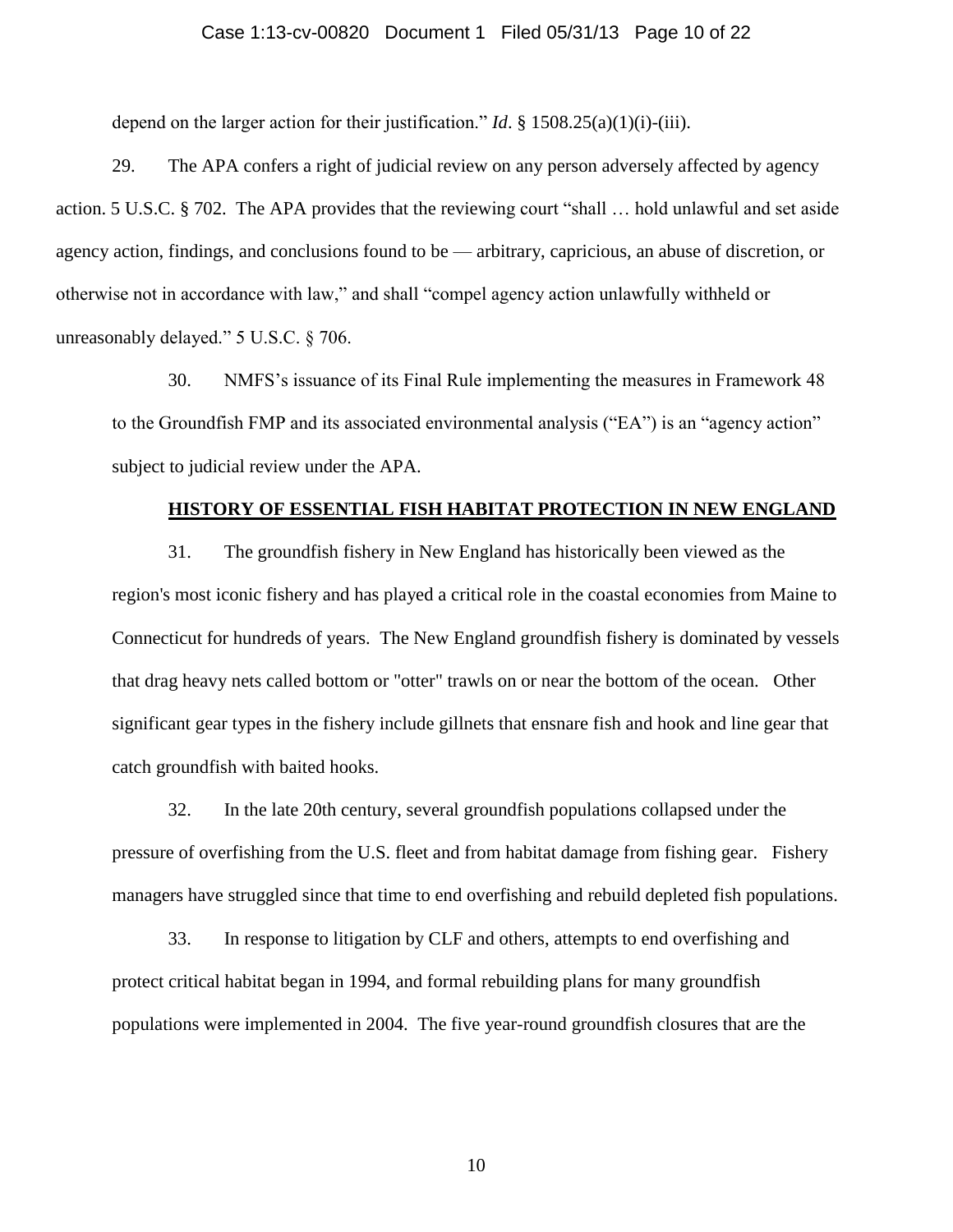depend on the larger action for their justification." *Id*. § 1508.25(a)(1)(i)-(iii).

29. The APA confers a right of judicial review on any person adversely affected by agency action. 5 U.S.C. § 702. The APA provides that the reviewing court "shall … hold unlawful and set aside agency action, findings, and conclusions found to be — arbitrary, capricious, an abuse of discretion, or otherwise not in accordance with law," and shall "compel agency action unlawfully withheld or unreasonably delayed." 5 U.S.C. § 706.

30. NMFS's issuance of its Final Rule implementing the measures in Framework 48 to the Groundfish FMP and its associated environmental analysis ("EA") is an "agency action" subject to judicial review under the APA.

## **HISTORY OF ESSENTIAL FISH HABITAT PROTECTION IN NEW ENGLAND**

31. The groundfish fishery in New England has historically been viewed as the region's most iconic fishery and has played a critical role in the coastal economies from Maine to Connecticut for hundreds of years. The New England groundfish fishery is dominated by vessels that drag heavy nets called bottom or "otter" trawls on or near the bottom of the ocean. Other significant gear types in the fishery include gillnets that ensnare fish and hook and line gear that catch groundfish with baited hooks.

32. In the late 20th century, several groundfish populations collapsed under the pressure of overfishing from the U.S. fleet and from habitat damage from fishing gear. Fishery managers have struggled since that time to end overfishing and rebuild depleted fish populations.

33. In response to litigation by CLF and others, attempts to end overfishing and protect critical habitat began in 1994, and formal rebuilding plans for many groundfish populations were implemented in 2004. The five year-round groundfish closures that are the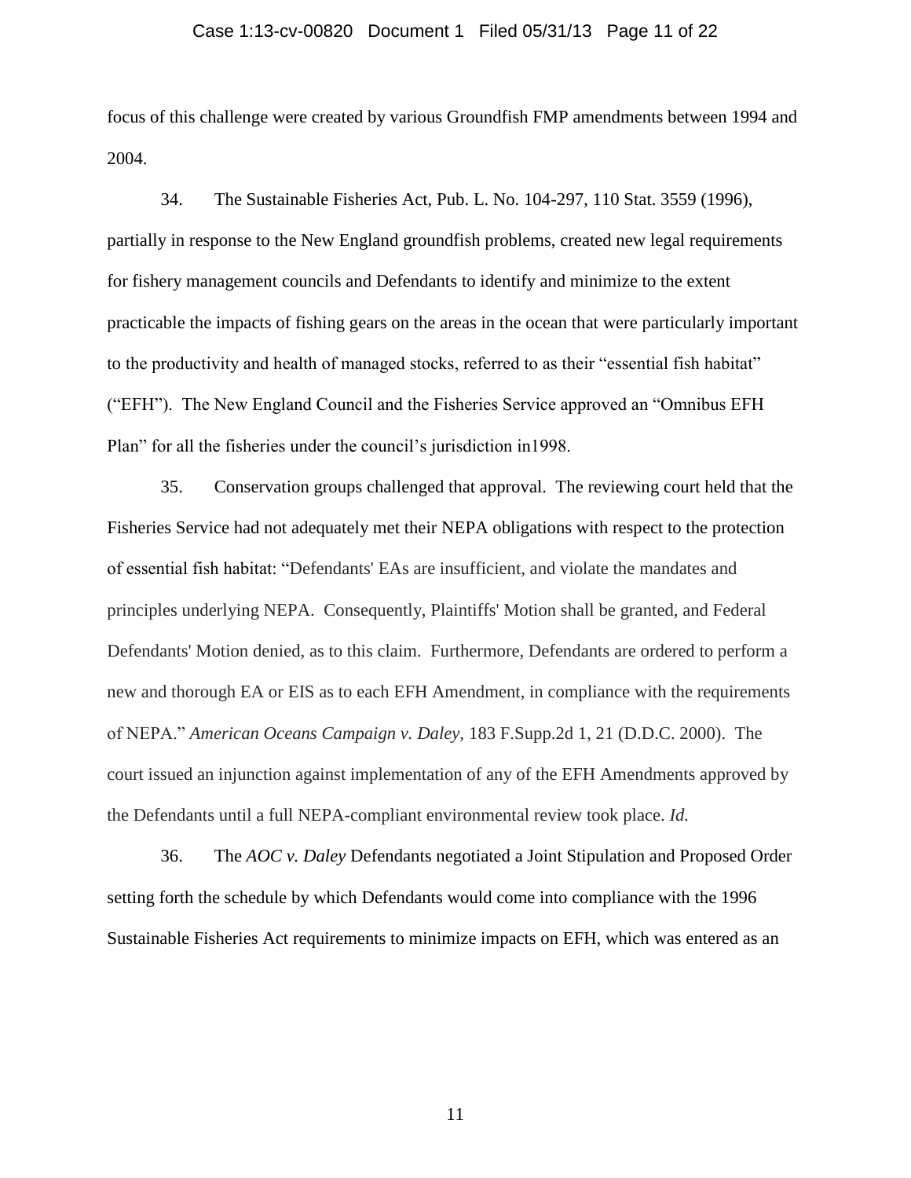focus of this challenge were created by various Groundfish FMP amendments between 1994 and 2004.

34. The Sustainable Fisheries Act, Pub. L. No. 104-297, 110 Stat. 3559 (1996), partially in response to the New England groundfish problems, created new legal requirements for fishery management councils and Defendants to identify and minimize to the extent practicable the impacts of fishing gears on the areas in the ocean that were particularly important to the productivity and health of managed stocks, referred to as their "essential fish habitat" ("EFH"). The New England Council and the Fisheries Service approved an "Omnibus EFH Plan" for all the fisheries under the council's jurisdiction in1998.

35. Conservation groups challenged that approval. The reviewing court held that the Fisheries Service had not adequately met their NEPA obligations with respect to the protection of essential fish habitat: "Defendants' EAs are insufficient, and violate the mandates and principles underlying NEPA. Consequently, Plaintiffs' Motion shall be granted, and Federal Defendants' Motion denied, as to this claim. Furthermore, Defendants are ordered to perform a new and thorough EA or EIS as to each EFH Amendment, in compliance with the requirements of NEPA." *American Oceans Campaign v. Daley,* 183 F.Supp.2d 1, 21 (D.D.C. 2000). The court issued an injunction against implementation of any of the EFH Amendments approved by the Defendants until a full NEPA-compliant environmental review took place. *Id.*

36. The *AOC v. Daley* Defendants negotiated a Joint Stipulation and Proposed Order setting forth the schedule by which Defendants would come into compliance with the 1996 Sustainable Fisheries Act requirements to minimize impacts on EFH, which was entered as an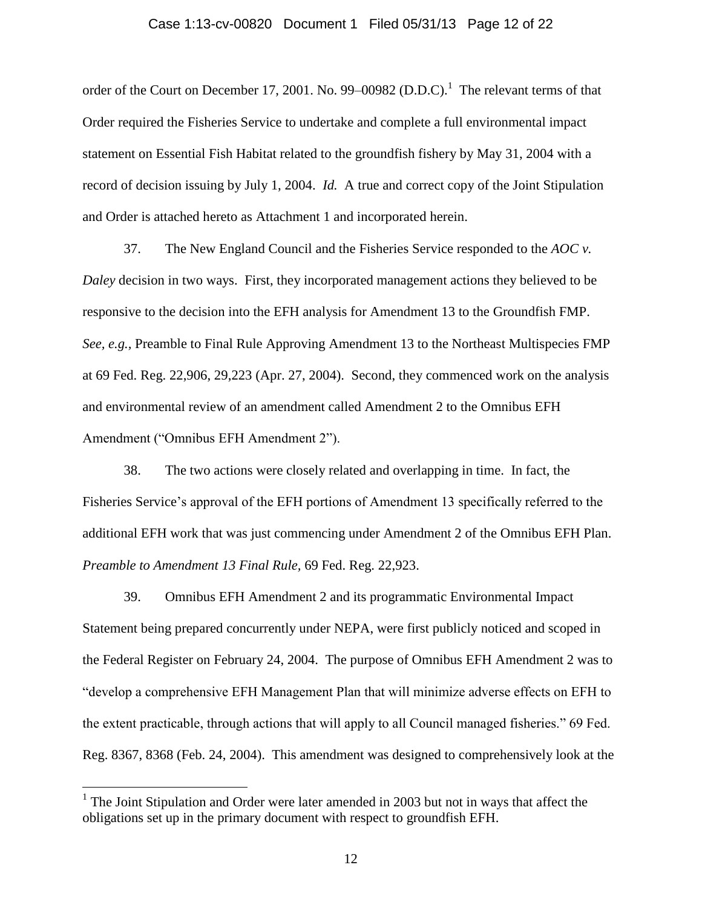order of the Court on December 17, 2001. No. 99–00982 (D.D.C).[1] The relevant terms of that Order required the Fisheries Service to undertake and complete a full environmental impact statement on Essential Fish Habitat related to the groundfish fishery by May 31, 2004 with a record of decision issuing by July 1, 2004. *Id.* A true and correct copy of the Joint Stipulation and Order is attached hereto as Attachment 1 and incorporated herein.

37. The New England Council and the Fisheries Service responded to the *AOC v. Daley* decision in two ways. First, they incorporated management actions they believed to be responsive to the decision into the EFH analysis for Amendment 13 to the Groundfish FMP. *See, e.g.,* Preamble to Final Rule Approving Amendment 13 to the Northeast Multispecies FMP at 69 Fed. Reg. 22,906, 29,223 (Apr. 27, 2004). Second, they commenced work on the analysis and environmental review of an amendment called Amendment 2 to the Omnibus EFH Amendment ("Omnibus EFH Amendment 2").

38. The two actions were closely related and overlapping in time. In fact, the Fisheries Service's approval of the EFH portions of Amendment 13 specifically referred to the additional EFH work that was just commencing under Amendment 2 of the Omnibus EFH Plan. *Preamble to Amendment 13 Final Rule,* 69 Fed. Reg. 22,923.

39. Omnibus EFH Amendment 2 and its programmatic Environmental Impact Statement being prepared concurrently under NEPA, were first publicly noticed and scoped in the Federal Register on February 24, 2004. The purpose of Omnibus EFH Amendment 2 was to "develop a comprehensive EFH Management Plan that will minimize adverse effects on EFH to the extent practicable, through actions that will apply to all Council managed fisheries." 69 Fed. Reg. 8367, 8368 (Feb. 24, 2004). This amendment was designed to comprehensively look at the

[1] The Joint Stipulation and Order were later amended in 2003 but not in ways that affect the obligations set up in the primary document with respect to groundfish EFH.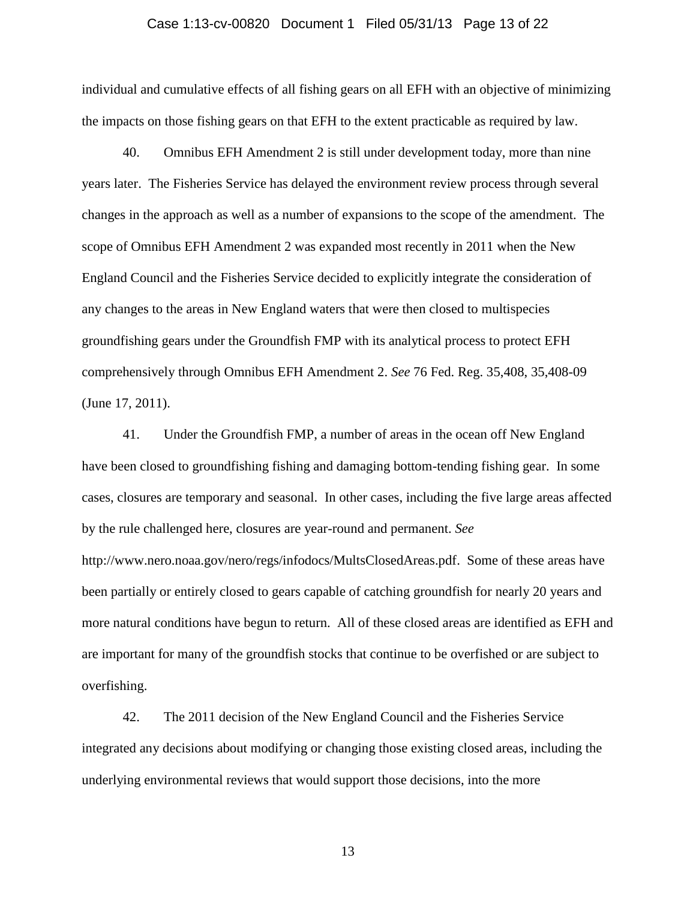individual and cumulative effects of all fishing gears on all EFH with an objective of minimizing the impacts on those fishing gears on that EFH to the extent practicable as required by law.

40. Omnibus EFH Amendment 2 is still under development today, more than nine years later. The Fisheries Service has delayed the environment review process through several changes in the approach as well as a number of expansions to the scope of the amendment. The scope of Omnibus EFH Amendment 2 was expanded most recently in 2011 when the New England Council and the Fisheries Service decided to explicitly integrate the consideration of any changes to the areas in New England waters that were then closed to multispecies groundfishing gears under the Groundfish FMP with its analytical process to protect EFH comprehensively through Omnibus EFH Amendment 2. *See* 76 Fed. Reg. 35,408, 35,408-09 (June 17, 2011).

41. Under the Groundfish FMP, a number of areas in the ocean off New England have been closed to groundfishing fishing and damaging bottom-tending fishing gear. In some cases, closures are temporary and seasonal. In other cases, including the five large areas affected by the rule challenged here, closures are year-round and permanent. *See* http://www.nero.noaa.gov/nero/regs/infodocs/MultsClosedAreas.pdf. Some of these areas have been partially or entirely closed to gears capable of catching groundfish for nearly 20 years and more natural conditions have begun to return. All of these closed areas are identified as EFH and are important for many of the groundfish stocks that continue to be overfished or are subject to overfishing.

42. The 2011 decision of the New England Council and the Fisheries Service integrated any decisions about modifying or changing those existing closed areas, including the underlying environmental reviews that would support those decisions, into the more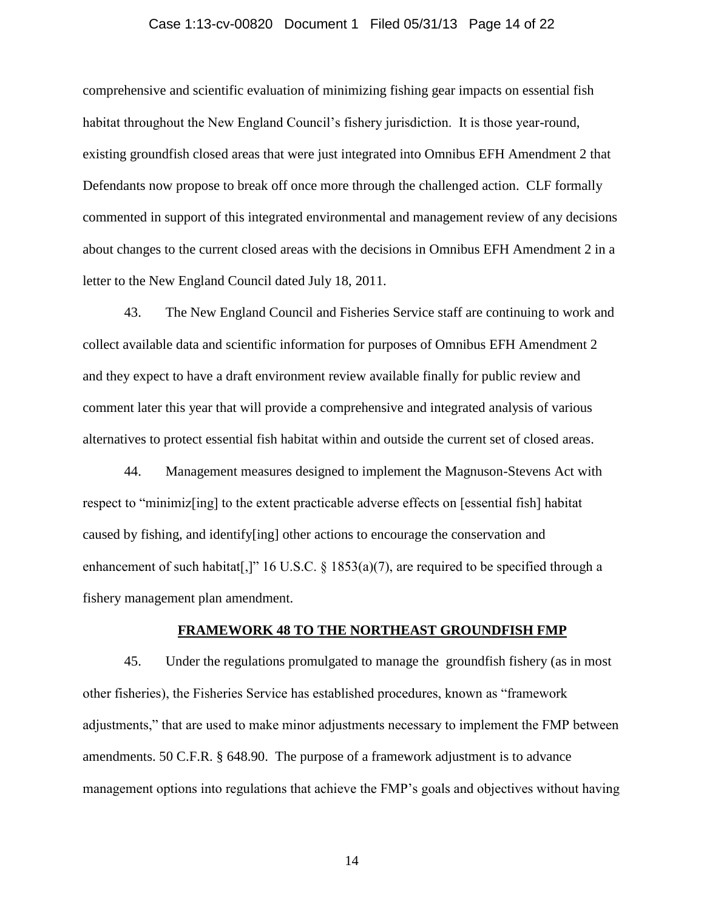comprehensive and scientific evaluation of minimizing fishing gear impacts on essential fish habitat throughout the New England Council's fishery jurisdiction. It is those year-round, existing groundfish closed areas that were just integrated into Omnibus EFH Amendment 2 that Defendants now propose to break off once more through the challenged action. CLF formally commented in support of this integrated environmental and management review of any decisions about changes to the current closed areas with the decisions in Omnibus EFH Amendment 2 in a letter to the New England Council dated July 18, 2011.

43. The New England Council and Fisheries Service staff are continuing to work and collect available data and scientific information for purposes of Omnibus EFH Amendment 2 and they expect to have a draft environment review available finally for public review and comment later this year that will provide a comprehensive and integrated analysis of various alternatives to protect essential fish habitat within and outside the current set of closed areas.

44. Management measures designed to implement the Magnuson-Stevens Act with respect to "minimiz[ing] to the extent practicable adverse effects on [essential fish] habitat caused by fishing, and identify[ing] other actions to encourage the conservation and enhancement of such habitat[,]" 16 U.S.C. § 1853(a)(7), are required to be specified through a fishery management plan amendment.

**FRAMEWORK 48 TO THE NORTHEAST GROUNDFISH FMP**

45. Under the regulations promulgated to manage the groundfish fishery (as in most other fisheries), the Fisheries Service has established procedures, known as "framework adjustments," that are used to make minor adjustments necessary to implement the FMP between amendments. 50 C.F.R. § 648.90. The purpose of a framework adjustment is to advance management options into regulations that achieve the FMP's goals and objectives without having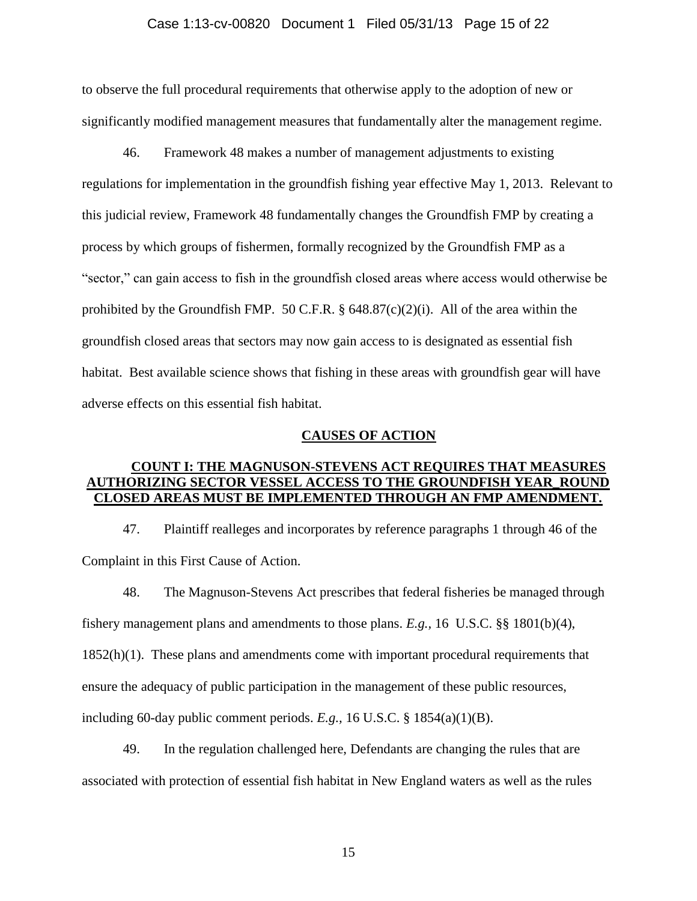to observe the full procedural requirements that otherwise apply to the adoption of new or significantly modified management measures that fundamentally alter the management regime.

46. Framework 48 makes a number of management adjustments to existing regulations for implementation in the groundfish fishing year effective May 1, 2013. Relevant to this judicial review, Framework 48 fundamentally changes the Groundfish FMP by creating a process by which groups of fishermen, formally recognized by the Groundfish FMP as a "sector," can gain access to fish in the groundfish closed areas where access would otherwise be prohibited by the Groundfish FMP. 50 C.F.R. § 648.87(c)(2)(i). All of the area within the groundfish closed areas that sectors may now gain access to is designated as essential fish habitat. Best available science shows that fishing in these areas with groundfish gear will have adverse effects on this essential fish habitat.

## CAUSES OF ACTION

### COUNT I: THE MAGNUSON-STEVENS ACT REQUIRES THAT MEASURES AUTHORIZING SECTOR VESSEL ACCESS TO THE GROUNDFISH YEAR_ROUND CLOSED AREAS MUST BE IMPLEMENTED THROUGH AN FMP AMENDMENT.

47. Plaintiff realleges and incorporates by reference paragraphs 1 through 46 of the Complaint in this First Cause of Action.

48. The Magnuson-Stevens Act prescribes that federal fisheries be managed through fishery management plans and amendments to those plans. *E.g.*, 16 U.S.C. §§ 1801(b)(4), 1852(h)(1). These plans and amendments come with important procedural requirements that ensure the adequacy of public participation in the management of these public resources, including 60-day public comment periods. *E.g.*, 16 U.S.C. § 1854(a)(1)(B).

49. In the regulation challenged here, Defendants are changing the rules that are associated with protection of essential fish habitat in New England waters as well as the rules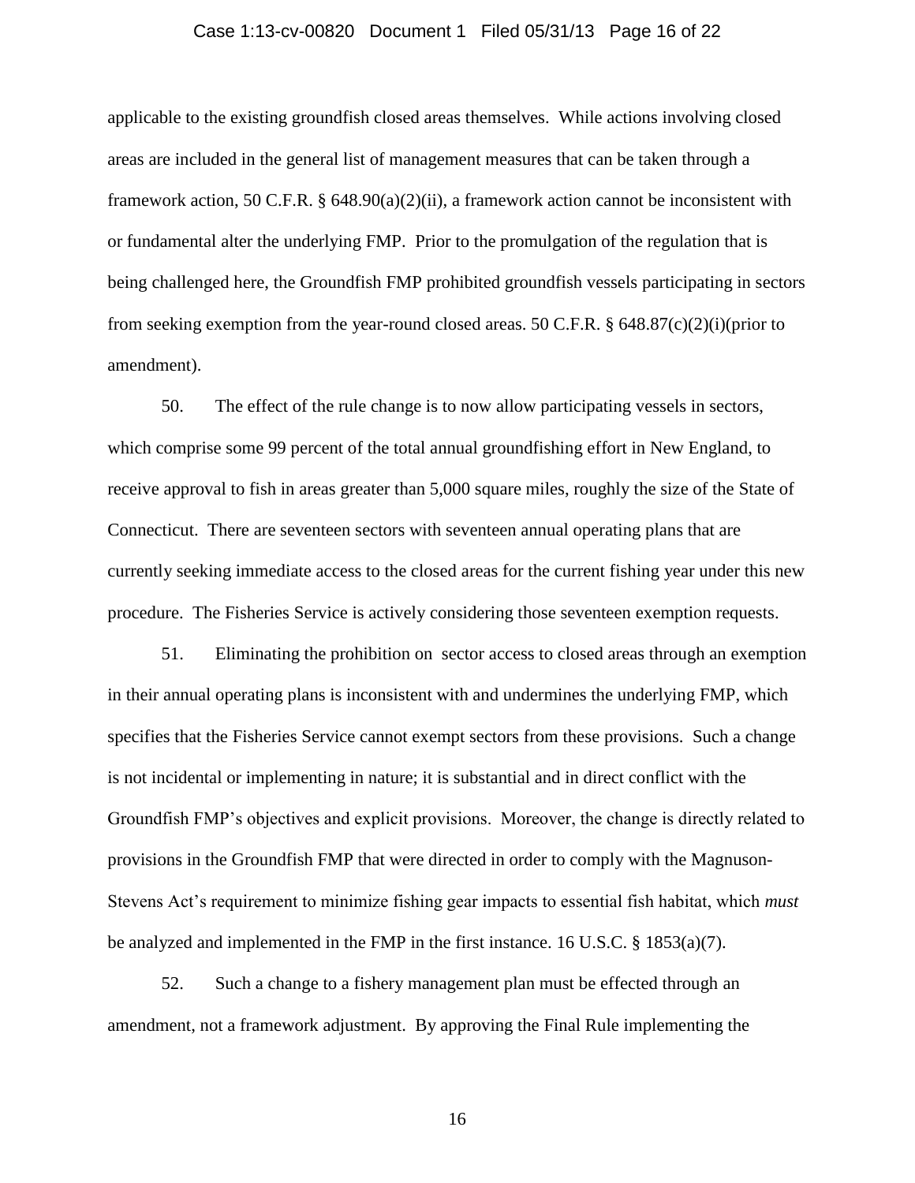applicable to the existing groundfish closed areas themselves. While actions involving closed areas are included in the general list of management measures that can be taken through a framework action, 50 C.F.R. § 648.90(a)(2)(ii), a framework action cannot be inconsistent with or fundamental alter the underlying FMP. Prior to the promulgation of the regulation that is being challenged here, the Groundfish FMP prohibited groundfish vessels participating in sectors from seeking exemption from the year-round closed areas. 50 C.F.R. § 648.87(c)(2)(i)(prior to amendment).

50. The effect of the rule change is to now allow participating vessels in sectors, which comprise some 99 percent of the total annual groundfishing effort in New England, to receive approval to fish in areas greater than 5,000 square miles, roughly the size of the State of Connecticut. There are seventeen sectors with seventeen annual operating plans that are currently seeking immediate access to the closed areas for the current fishing year under this new procedure. The Fisheries Service is actively considering those seventeen exemption requests.

51. Eliminating the prohibition on sector access to closed areas through an exemption in their annual operating plans is inconsistent with and undermines the underlying FMP, which specifies that the Fisheries Service cannot exempt sectors from these provisions. Such a change is not incidental or implementing in nature; it is substantial and in direct conflict with the Groundfish FMP's objectives and explicit provisions. Moreover, the change is directly related to provisions in the Groundfish FMP that were directed in order to comply with the Magnuson-Stevens Act's requirement to minimize fishing gear impacts to essential fish habitat, which *must* be analyzed and implemented in the FMP in the first instance. 16 U.S.C. § 1853(a)(7).

52. Such a change to a fishery management plan must be effected through an amendment, not a framework adjustment. By approving the Final Rule implementing the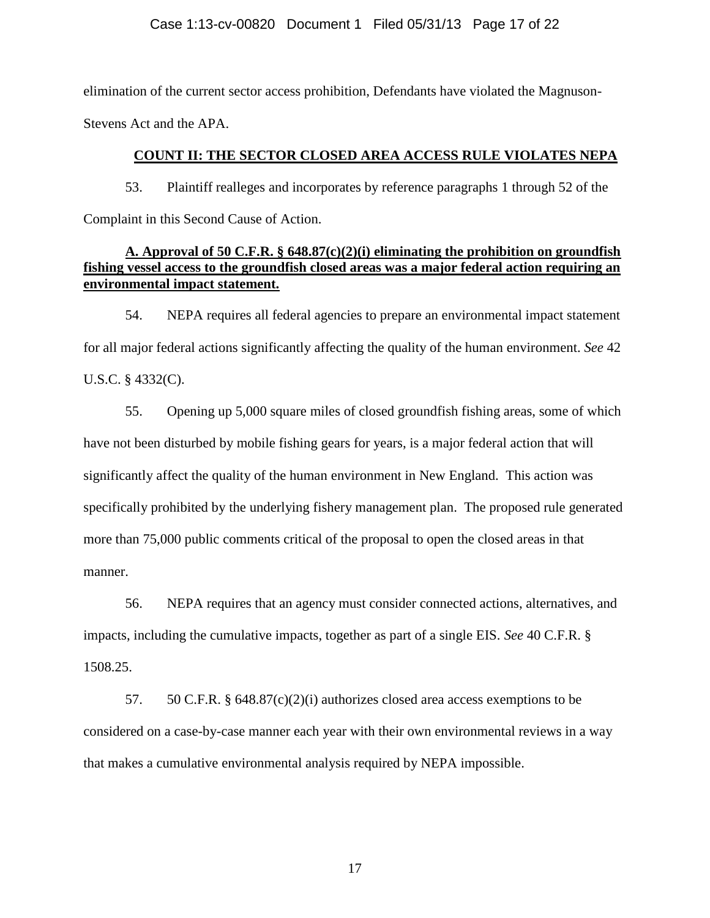elimination of the current sector access prohibition, Defendants have violated the Magnuson-Stevens Act and the APA.

## <u>COUNT II: THE SECTOR CLOSED AREA ACCESS RULE VIOLATES NEPA</u>

53. Plaintiff realleges and incorporates by reference paragraphs 1 through 52 of the Complaint in this Second Cause of Action.

### <u>A. Approval of 50 C.F.R. § 648.87(c)(2)(i) eliminating the prohibition on groundfish fishing vessel access to the groundfish closed areas was a major federal action requiring an environmental impact statement.</u>

54. NEPA requires all federal agencies to prepare an environmental impact statement for all major federal actions significantly affecting the quality of the human environment. *See* 42 U.S.C. § 4332(C).

55. Opening up 5,000 square miles of closed groundfish fishing areas, some of which have not been disturbed by mobile fishing gears for years, is a major federal action that will significantly affect the quality of the human environment in New England. This action was specifically prohibited by the underlying fishery management plan. The proposed rule generated more than 75,000 public comments critical of the proposal to open the closed areas in that manner.

56. NEPA requires that an agency must consider connected actions, alternatives, and impacts, including the cumulative impacts, together as part of a single EIS. *See* 40 C.F.R. § 1508.25.

57. 50 C.F.R. § 648.87(c)(2)(i) authorizes closed area access exemptions to be considered on a case-by-case manner each year with their own environmental reviews in a way that makes a cumulative environmental analysis required by NEPA impossible.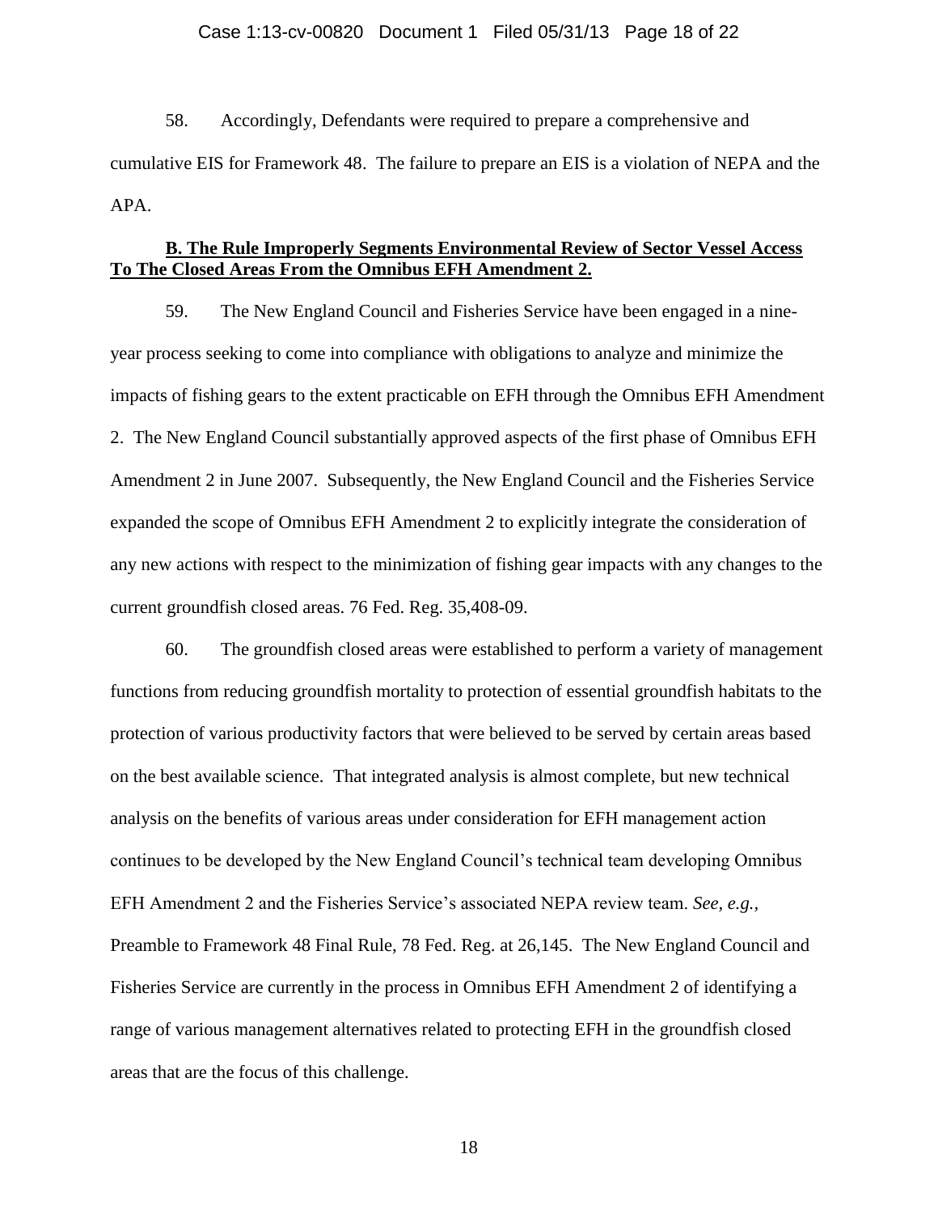58. Accordingly, Defendants were required to prepare a comprehensive and cumulative EIS for Framework 48. The failure to prepare an EIS is a violation of NEPA and the APA.

**B. The Rule Improperly Segments Environmental Review of Sector Vessel Access To The Closed Areas From the Omnibus EFH Amendment 2.**

59. The New England Council and Fisheries Service have been engaged in a nine-year process seeking to come into compliance with obligations to analyze and minimize the impacts of fishing gears to the extent practicable on EFH through the Omnibus EFH Amendment 2. The New England Council substantially approved aspects of the first phase of Omnibus EFH Amendment 2 in June 2007. Subsequently, the New England Council and the Fisheries Service expanded the scope of Omnibus EFH Amendment 2 to explicitly integrate the consideration of any new actions with respect to the minimization of fishing gear impacts with any changes to the current groundfish closed areas. 76 Fed. Reg. 35,408-09.

60. The groundfish closed areas were established to perform a variety of management functions from reducing groundfish mortality to protection of essential groundfish habitats to the protection of various productivity factors that were believed to be served by certain areas based on the best available science. That integrated analysis is almost complete, but new technical analysis on the benefits of various areas under consideration for EFH management action continues to be developed by the New England Council's technical team developing Omnibus EFH Amendment 2 and the Fisheries Service's associated NEPA review team. *See, e.g.,* Preamble to Framework 48 Final Rule, 78 Fed. Reg. at 26,145. The New England Council and Fisheries Service are currently in the process in Omnibus EFH Amendment 2 of identifying a range of various management alternatives related to protecting EFH in the groundfish closed areas that are the focus of this challenge.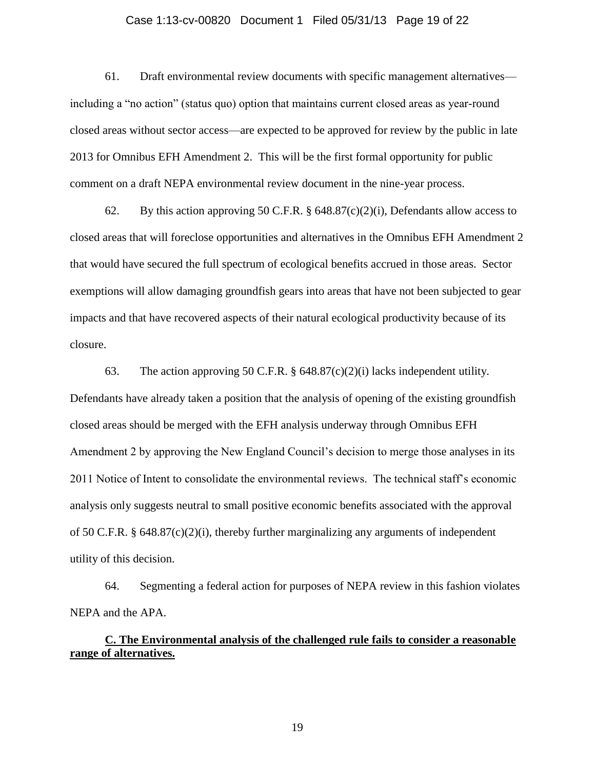61. Draft environmental review documents with specific management alternatives—including a "no action" (status quo) option that maintains current closed areas as year-round closed areas without sector access—are expected to be approved for review by the public in late 2013 for Omnibus EFH Amendment 2. This will be the first formal opportunity for public comment on a draft NEPA environmental review document in the nine-year process.

62. By this action approving 50 C.F.R. § 648.87(c)(2)(i), Defendants allow access to closed areas that will foreclose opportunities and alternatives in the Omnibus EFH Amendment 2 that would have secured the full spectrum of ecological benefits accrued in those areas. Sector exemptions will allow damaging groundfish gears into areas that have not been subjected to gear impacts and that have recovered aspects of their natural ecological productivity because of its closure.

63. The action approving 50 C.F.R. § 648.87(c)(2)(i) lacks independent utility. Defendants have already taken a position that the analysis of opening of the existing groundfish closed areas should be merged with the EFH analysis underway through Omnibus EFH Amendment 2 by approving the New England Council's decision to merge those analyses in its 2011 Notice of Intent to consolidate the environmental reviews. The technical staff's economic analysis only suggests neutral to small positive economic benefits associated with the approval of 50 C.F.R. § 648.87(c)(2)(i), thereby further marginalizing any arguments of independent utility of this decision.

64. Segmenting a federal action for purposes of NEPA review in this fashion violates NEPA and the APA.

**C. The Environmental analysis of the challenged rule fails to consider a reasonable range of alternatives.**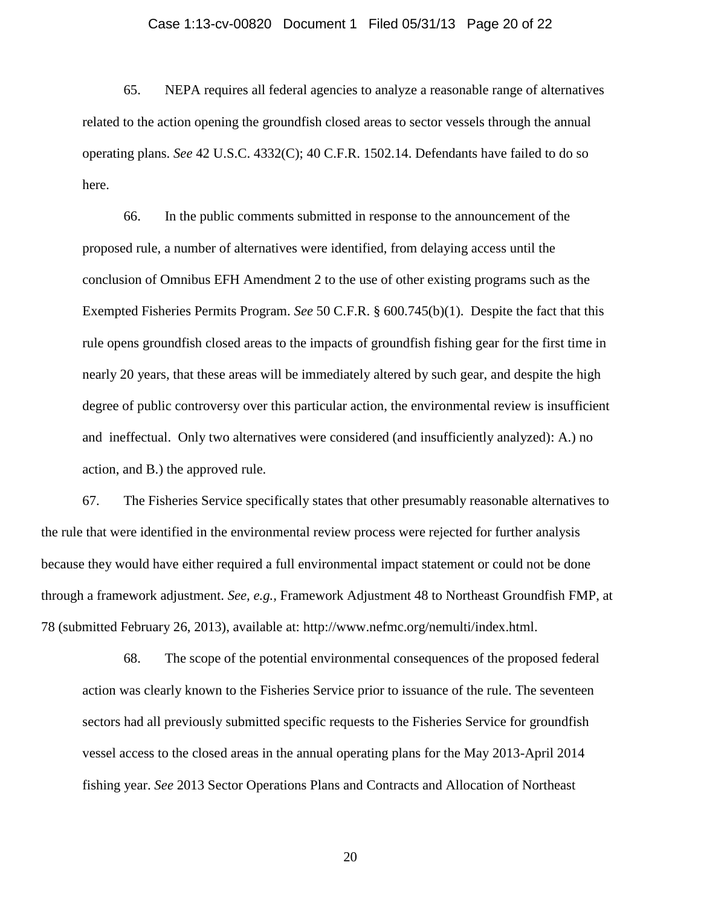65. NEPA requires all federal agencies to analyze a reasonable range of alternatives related to the action opening the groundfish closed areas to sector vessels through the annual operating plans. *See* 42 U.S.C. 4332(C); 40 C.F.R. 1502.14. Defendants have failed to do so here.

66. In the public comments submitted in response to the announcement of the proposed rule, a number of alternatives were identified, from delaying access until the conclusion of Omnibus EFH Amendment 2 to the use of other existing programs such as the Exempted Fisheries Permits Program. *See* 50 C.F.R. § 600.745(b)(1). Despite the fact that this rule opens groundfish closed areas to the impacts of groundfish fishing gear for the first time in nearly 20 years, that these areas will be immediately altered by such gear, and despite the high degree of public controversy over this particular action, the environmental review is insufficient and ineffectual. Only two alternatives were considered (and insufficiently analyzed): A.) no action, and B.) the approved rule.

67. The Fisheries Service specifically states that other presumably reasonable alternatives to the rule that were identified in the environmental review process were rejected for further analysis because they would have either required a full environmental impact statement or could not be done through a framework adjustment. *See, e.g.,* Framework Adjustment 48 to Northeast Groundfish FMP, at 78 (submitted February 26, 2013), available at: http://www.nefmc.org/nemulti/index.html.

68. The scope of the potential environmental consequences of the proposed federal action was clearly known to the Fisheries Service prior to issuance of the rule. The seventeen sectors had all previously submitted specific requests to the Fisheries Service for groundfish vessel access to the closed areas in the annual operating plans for the May 2013-April 2014 fishing year. *See* 2013 Sector Operations Plans and Contracts and Allocation of Northeast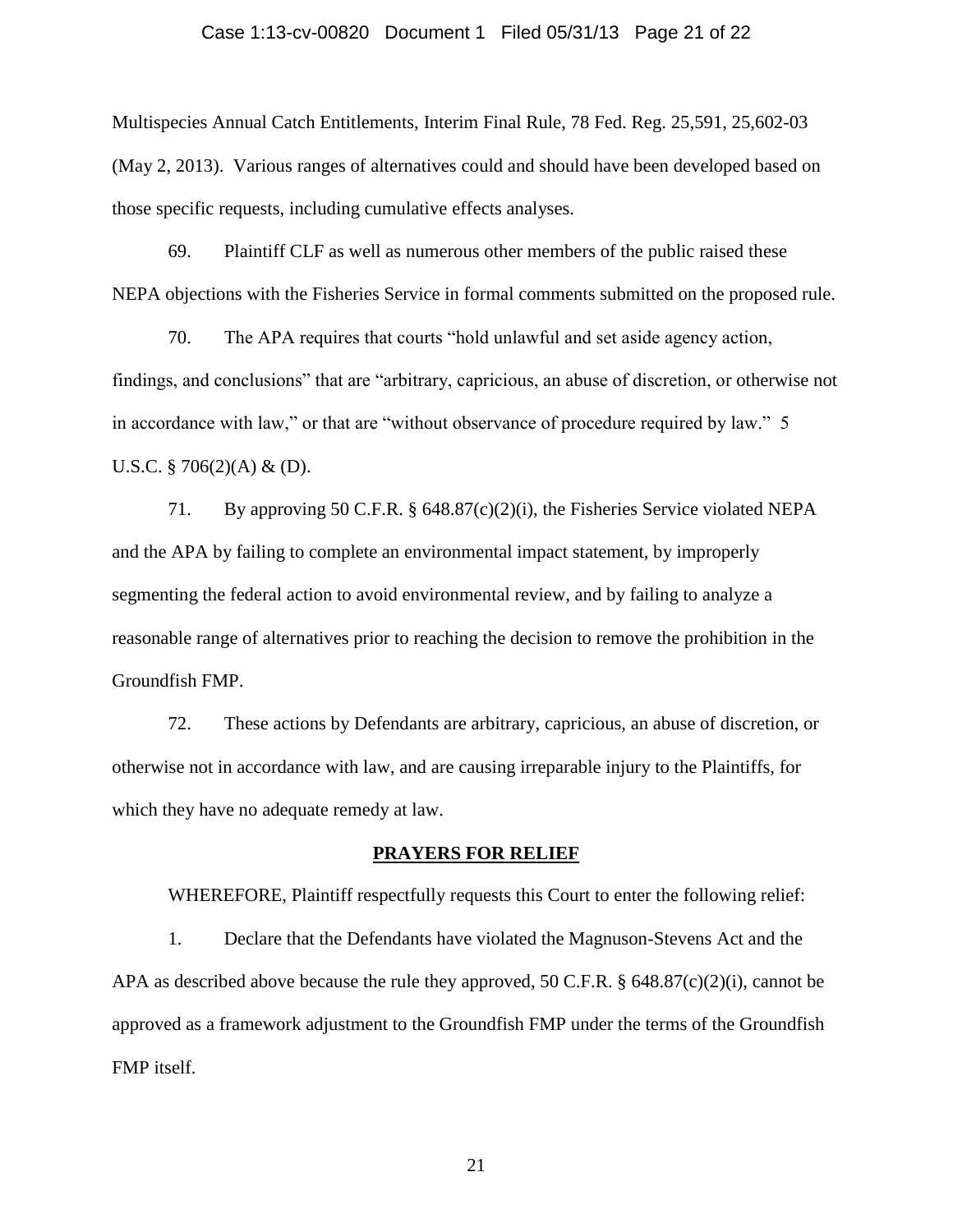Multispecies Annual Catch Entitlements, Interim Final Rule, 78 Fed. Reg. 25,591, 25,602-03 (May 2, 2013). Various ranges of alternatives could and should have been developed based on those specific requests, including cumulative effects analyses.

69. Plaintiff CLF as well as numerous other members of the public raised these NEPA objections with the Fisheries Service in formal comments submitted on the proposed rule.

70. The APA requires that courts "hold unlawful and set aside agency action, findings, and conclusions" that are "arbitrary, capricious, an abuse of discretion, or otherwise not in accordance with law," or that are "without observance of procedure required by law." 5 U.S.C. § 706(2)(A) & (D).

71. By approving 50 C.F.R. § 648.87(c)(2)(i), the Fisheries Service violated NEPA and the APA by failing to complete an environmental impact statement, by improperly segmenting the federal action to avoid environmental review, and by failing to analyze a reasonable range of alternatives prior to reaching the decision to remove the prohibition in the Groundfish FMP.

72. These actions by Defendants are arbitrary, capricious, an abuse of discretion, or otherwise not in accordance with law, and are causing irreparable injury to the Plaintiffs, for which they have no adequate remedy at law.

## PRAYERS FOR RELIEF

WHEREFORE, Plaintiff respectfully requests this Court to enter the following relief:

1. Declare that the Defendants have violated the Magnuson-Stevens Act and the APA as described above because the rule they approved, 50 C.F.R. § 648.87(c)(2)(i), cannot be approved as a framework adjustment to the Groundfish FMP under the terms of the Groundfish FMP itself.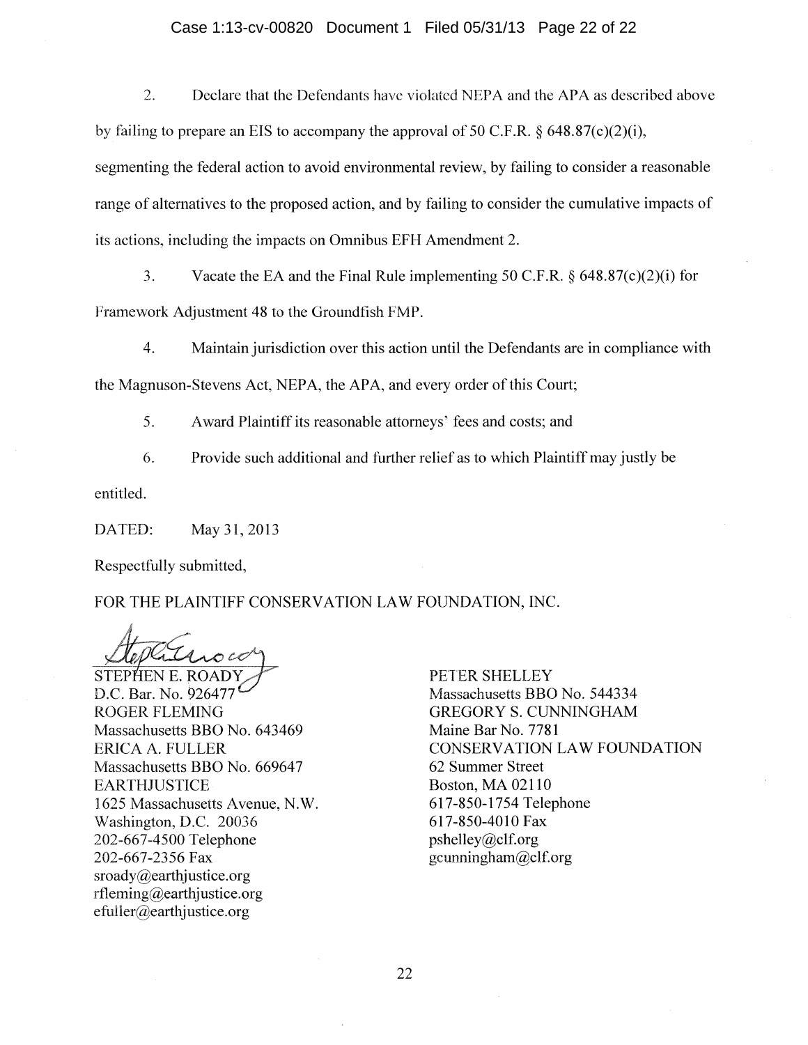2. Declare that the Defendants have violated NEPA and the APA as described above by failing to prepare an EIS to accompany the approval of 50 C.F.R. § 648.87(c)(2)(i), segmenting the federal action to avoid environmental review, by failing to consider a reasonable range of alternatives to the proposed action, and by failing to consider the cumulative impacts of its actions, including the impacts on Omnibus EFH Amendment 2.

3. Vacate the EA and the Final Rule implementing 50 C.F.R. § 648.87(c)(2)(i) for Framework Adjustment 48 to the Groundfish FMP.

4. Maintain jurisdiction over this action until the Defendants are in compliance with the Magnuson-Stevens Act, NEPA, the APA, and every order of this Court;

5. Award Plaintiff its reasonable attorneys' fees and costs; and

6. Provide such additional and further relief as to which Plaintiff may justly be entitled.

DATED: May 31, 2013

Respectfully submitted,

FOR THE PLAINTIFF CONSERVATION LAW FOUNDATION, INC.

STEPHEN E. ROADY
D.C. Bar. No. 926477
ROGER FLEMING
Massachusetts BBO No. 643469
ERICA A. FULLER
Massachusetts BBO No. 669647
EARTHJUSTICE
1625 Massachusetts Avenue, N.W.
Washington, D.C. 20036
202-667-4500 Telephone
202-667-2356 Fax
sroady@earthjustice.org
rfleming@earthjustice.org
efuller@earthjustice.org

PETER SHELLEY
Massachusetts BBO No. 544334
GREGORY S. CUNNINGHAM
Maine Bar No. 7781
CONSERVATION LAW FOUNDATION
62 Summer Street
Boston, MA 02110
617-850-1754 Telephone
617-850-4010 Fax
pshelley@clf.org
gcunningham@clf.org